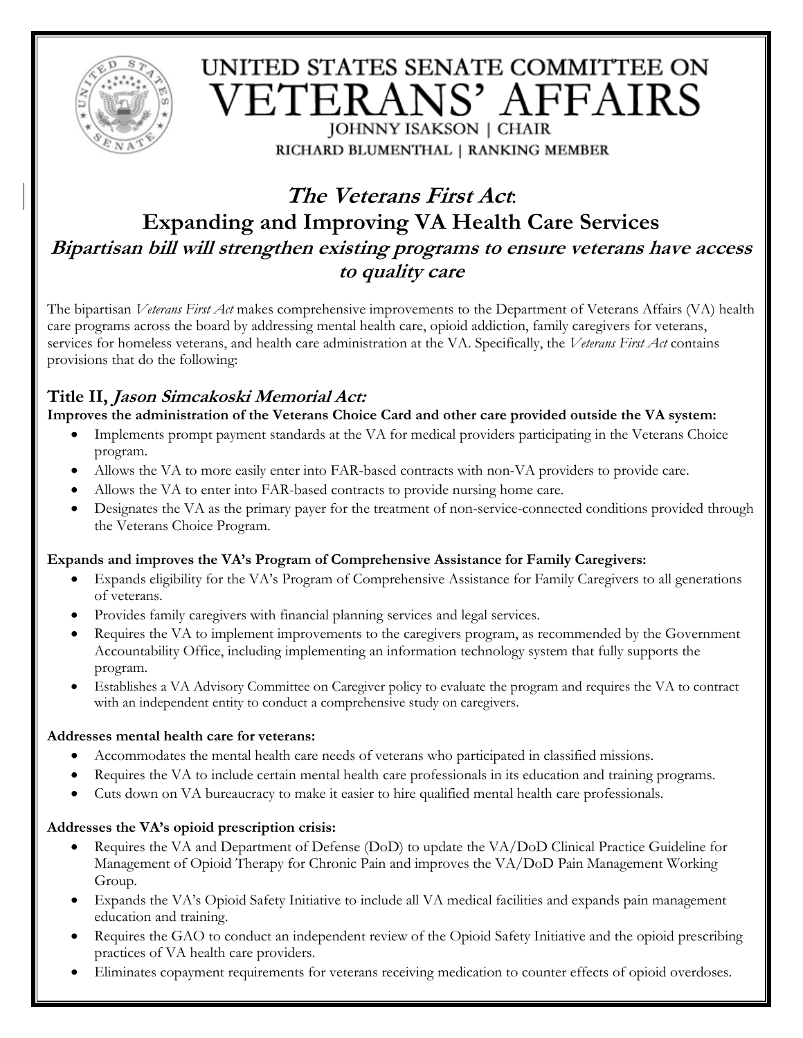# UNITED STATES SENATE COMMITTEE ON VETERANS' AFFAIRS

JOHNNY ISAKSON | CHAIR

RICHARD BLUMENTHAL | RANKING MEMBER

## *The Veterans First Act*: Expanding and Improving VA Health Care Services

### *Bipartisan bill will strengthen existing programs to ensure veterans have access to quality care*

The bipartisan *Veterans First Act* makes comprehensive improvements to the Department of Veterans Affairs (VA) health care programs across the board by addressing mental health care, opioid addiction, family caregivers for veterans, services for homeless veterans, and health care administration at the VA. Specifically, the *Veterans First Act* contains provisions that do the following:

### Title II, *Jason Simcakoski Memorial Act:*

**Improves the administration of the Veterans Choice Card and other care provided outside the VA system:**

- Implements prompt payment standards at the VA for medical providers participating in the Veterans Choice program.
- Allows the VA to more easily enter into FAR-based contracts with non-VA providers to provide care.
- Allows the VA to enter into FAR-based contracts to provide nursing home care.
- Designates the VA as the primary payer for the treatment of non-service-connected conditions provided through the Veterans Choice Program.

**Expands and improves the VA's Program of Comprehensive Assistance for Family Caregivers:**

- Expands eligibility for the VA's Program of Comprehensive Assistance for Family Caregivers to all generations of veterans.
- Provides family caregivers with financial planning services and legal services.
- Requires the VA to implement improvements to the caregivers program, as recommended by the Government Accountability Office, including implementing an information technology system that fully supports the program.
- Establishes a VA Advisory Committee on Caregiver policy to evaluate the program and requires the VA to contract with an independent entity to conduct a comprehensive study on caregivers.

**Addresses mental health care for veterans:**

- Accommodates the mental health care needs of veterans who participated in classified missions.
- Requires the VA to include certain mental health care professionals in its education and training programs.
- Cuts down on VA bureaucracy to make it easier to hire qualified mental health care professionals.

**Addresses the VA's opioid prescription crisis:**

- Requires the VA and Department of Defense (DoD) to update the VA/DoD Clinical Practice Guideline for Management of Opioid Therapy for Chronic Pain and improves the VA/DoD Pain Management Working Group.
- Expands the VA's Opioid Safety Initiative to include all VA medical facilities and expands pain management education and training.
- Requires the GAO to conduct an independent review of the Opioid Safety Initiative and the opioid prescribing practices of VA health care providers.
- Eliminates copayment requirements for veterans receiving medication to counter effects of opioid overdoses.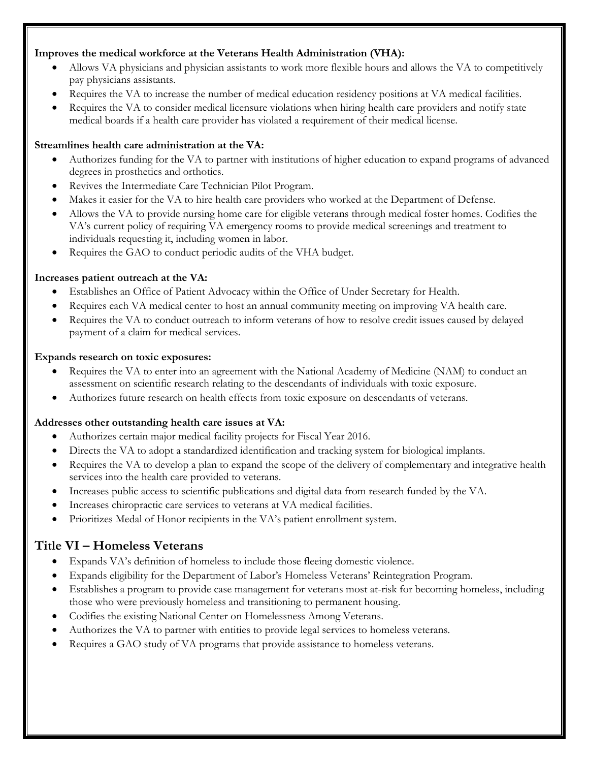**Improves the medical workforce at the Veterans Health Administration (VHA):**

- Allows VA physicians and physician assistants to work more flexible hours and allows the VA to competitively pay physicians assistants.
- Requires the VA to increase the number of medical education residency positions at VA medical facilities.
- Requires the VA to consider medical licensure violations when hiring health care providers and notify state medical boards if a health care provider has violated a requirement of their medical license.

**Streamlines health care administration at the VA:**

- Authorizes funding for the VA to partner with institutions of higher education to expand programs of advanced degrees in prosthetics and orthotics.
- Revives the Intermediate Care Technician Pilot Program.
- Makes it easier for the VA to hire health care providers who worked at the Department of Defense.
- Allows the VA to provide nursing home care for eligible veterans through medical foster homes. Codifies the VA's current policy of requiring VA emergency rooms to provide medical screenings and treatment to individuals requesting it, including women in labor.
- Requires the GAO to conduct periodic audits of the VHA budget.

**Increases patient outreach at the VA:**

- Establishes an Office of Patient Advocacy within the Office of Under Secretary for Health.
- Requires each VA medical center to host an annual community meeting on improving VA health care.
- Requires the VA to conduct outreach to inform veterans of how to resolve credit issues caused by delayed payment of a claim for medical services.

**Expands research on toxic exposures:**

- Requires the VA to enter into an agreement with the National Academy of Medicine (NAM) to conduct an assessment on scientific research relating to the descendants of individuals with toxic exposure.
- Authorizes future research on health effects from toxic exposure on descendants of veterans.

**Addresses other outstanding health care issues at VA:**

- Authorizes certain major medical facility projects for Fiscal Year 2016.
- Directs the VA to adopt a standardized identification and tracking system for biological implants.
- Requires the VA to develop a plan to expand the scope of the delivery of complementary and integrative health services into the health care provided to veterans.
- Increases public access to scientific publications and digital data from research funded by the VA.
- Increases chiropractic care services to veterans at VA medical facilities.
- Prioritizes Medal of Honor recipients in the VA's patient enrollment system.

## Title VI – Homeless Veterans

- Expands VA's definition of homeless to include those fleeing domestic violence.
- Expands eligibility for the Department of Labor's Homeless Veterans' Reintegration Program.
- Establishes a program to provide case management for veterans most at-risk for becoming homeless, including those who were previously homeless and transitioning to permanent housing.
- Codifies the existing National Center on Homelessness Among Veterans.
- Authorizes the VA to partner with entities to provide legal services to homeless veterans.
- Requires a GAO study of VA programs that provide assistance to homeless veterans.